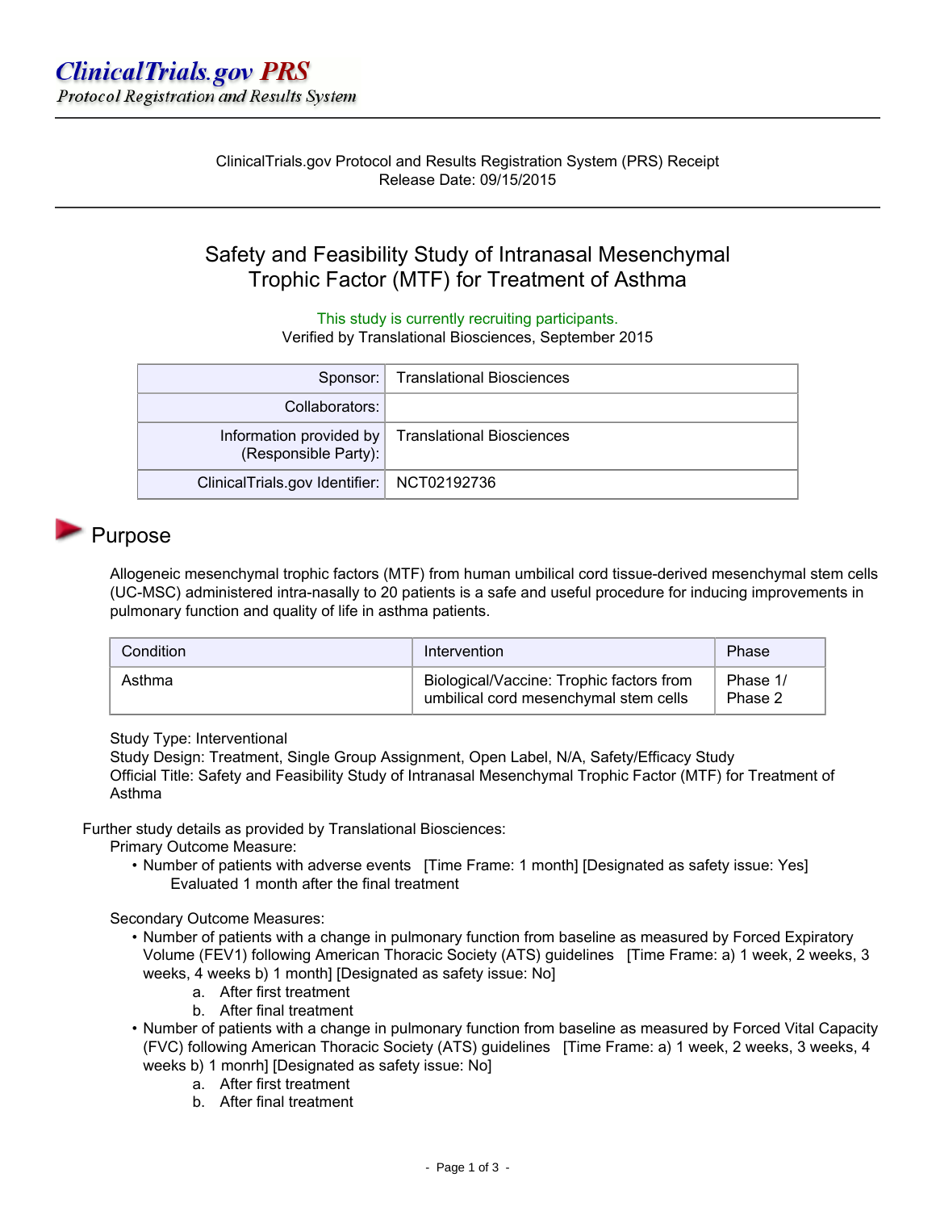# ClinicalTrials.gov PRS
*Protocol Registration and Results System*

ClinicalTrials.gov Protocol and Results Registration System (PRS) Receipt
Release Date: 09/15/2015

## Safety and Feasibility Study of Intranasal Mesenchymal Trophic Factor (MTF) for Treatment of Asthma

This study is currently recruiting participants.
Verified by Translational Biosciences, September 2015

| | |
|---|---|
| Sponsor: | Translational Biosciences |
| Collaborators: | |
| Information provided by (Responsible Party): | Translational Biosciences |
| ClinicalTrials.gov Identifier: | NCT02192736 |

## Purpose

Allogeneic mesenchymal trophic factors (MTF) from human umbilical cord tissue-derived mesenchymal stem cells (UC-MSC) administered intra-nasally to 20 patients is a safe and useful procedure for inducing improvements in pulmonary function and quality of life in asthma patients.

| Condition | Intervention | Phase |
|---|---|---|
| Asthma | Biological/Vaccine: Trophic factors from umbilical cord mesenchymal stem cells | Phase 1/ Phase 2 |

Study Type: Interventional
Study Design: Treatment, Single Group Assignment, Open Label, N/A, Safety/Efficacy Study
Official Title: Safety and Feasibility Study of Intranasal Mesenchymal Trophic Factor (MTF) for Treatment of Asthma

Further study details as provided by Translational Biosciences:

Primary Outcome Measure:

- Number of patients with adverse events [Time Frame: 1 month] [Designated as safety issue: Yes]
  Evaluated 1 month after the final treatment

Secondary Outcome Measures:

- Number of patients with a change in pulmonary function from baseline as measured by Forced Expiratory Volume (FEV1) following American Thoracic Society (ATS) guidelines [Time Frame: a) 1 week, 2 weeks, 3 weeks, 4 weeks b) 1 month] [Designated as safety issue: No]
  a. After first treatment
  b. After final treatment
- Number of patients with a change in pulmonary function from baseline as measured by Forced Vital Capacity (FVC) following American Thoracic Society (ATS) guidelines [Time Frame: a) 1 week, 2 weeks, 3 weeks, 4 weeks b) 1 monrh] [Designated as safety issue: No]
  a. After first treatment
  b. After final treatment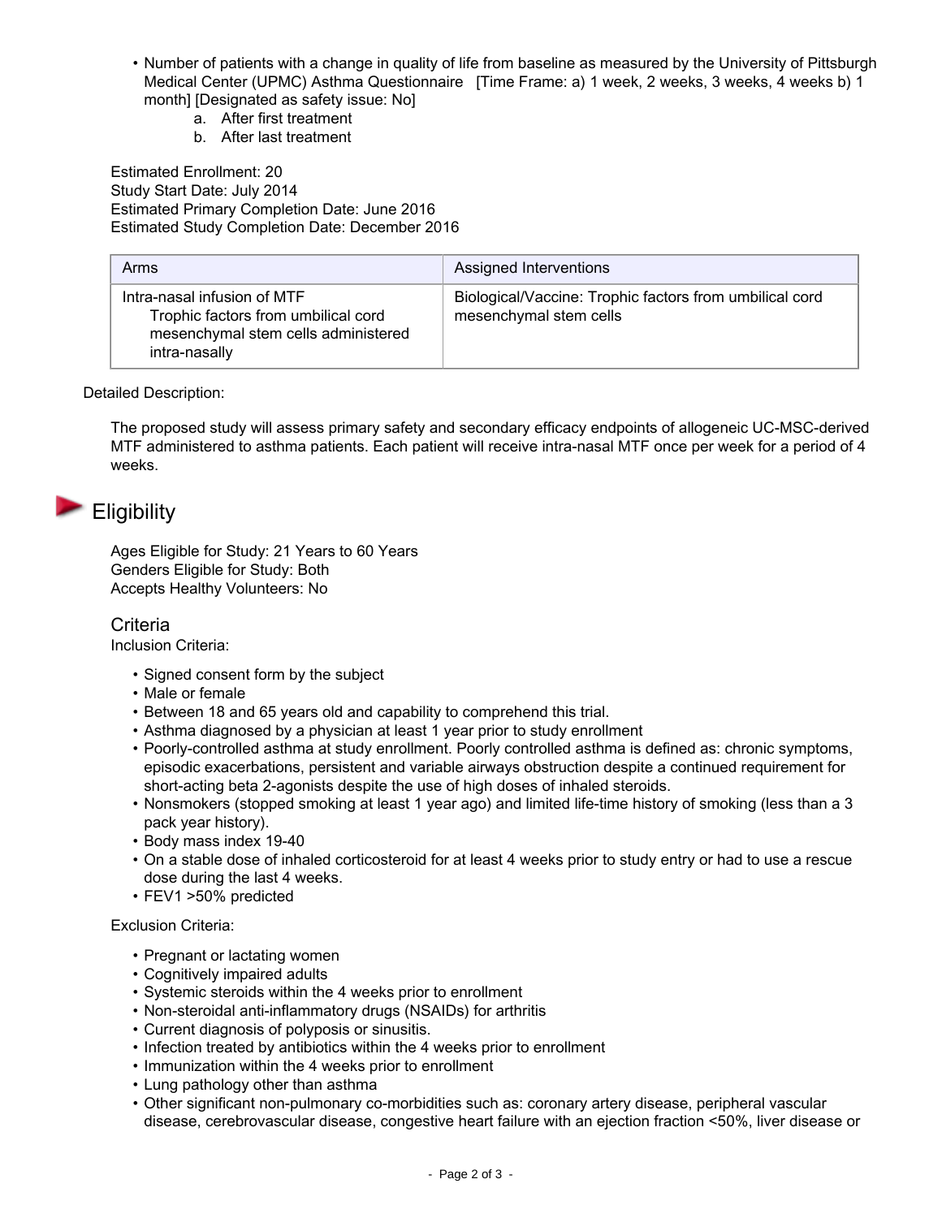- Number of patients with a change in quality of life from baseline as measured by the University of Pittsburgh Medical Center (UPMC) Asthma Questionnaire [Time Frame: a) 1 week, 2 weeks, 3 weeks, 4 weeks b) 1 month] [Designated as safety issue: No]
    a. After first treatment
    b. After last treatment

Estimated Enrollment: 20
Study Start Date: July 2014
Estimated Primary Completion Date: June 2016
Estimated Study Completion Date: December 2016

| Arms | Assigned Interventions |
|---|---|
| Intra-nasal infusion of MTF<br>Trophic factors from umbilical cord mesenchymal stem cells administered intra-nasally | Biological/Vaccine: Trophic factors from umbilical cord mesenchymal stem cells |

Detailed Description:

The proposed study will assess primary safety and secondary efficacy endpoints of allogeneic UC-MSC-derived MTF administered to asthma patients. Each patient will receive intra-nasal MTF once per week for a period of 4 weeks.

## Eligibility

Ages Eligible for Study: 21 Years to 60 Years
Genders Eligible for Study: Both
Accepts Healthy Volunteers: No

### Criteria

Inclusion Criteria:

- Signed consent form by the subject
- Male or female
- Between 18 and 65 years old and capability to comprehend this trial.
- Asthma diagnosed by a physician at least 1 year prior to study enrollment
- Poorly-controlled asthma at study enrollment. Poorly controlled asthma is defined as: chronic symptoms, episodic exacerbations, persistent and variable airways obstruction despite a continued requirement for short-acting beta 2-agonists despite the use of high doses of inhaled steroids.
- Nonsmokers (stopped smoking at least 1 year ago) and limited life-time history of smoking (less than a 3 pack year history).
- Body mass index 19-40
- On a stable dose of inhaled corticosteroid for at least 4 weeks prior to study entry or had to use a rescue dose during the last 4 weeks.
- FEV1 >50% predicted

Exclusion Criteria:

- Pregnant or lactating women
- Cognitively impaired adults
- Systemic steroids within the 4 weeks prior to enrollment
- Non-steroidal anti-inflammatory drugs (NSAIDs) for arthritis
- Current diagnosis of polyposis or sinusitis.
- Infection treated by antibiotics within the 4 weeks prior to enrollment
- Immunization within the 4 weeks prior to enrollment
- Lung pathology other than asthma
- Other significant non-pulmonary co-morbidities such as: coronary artery disease, peripheral vascular disease, cerebrovascular disease, congestive heart failure with an ejection fraction <50%, liver disease or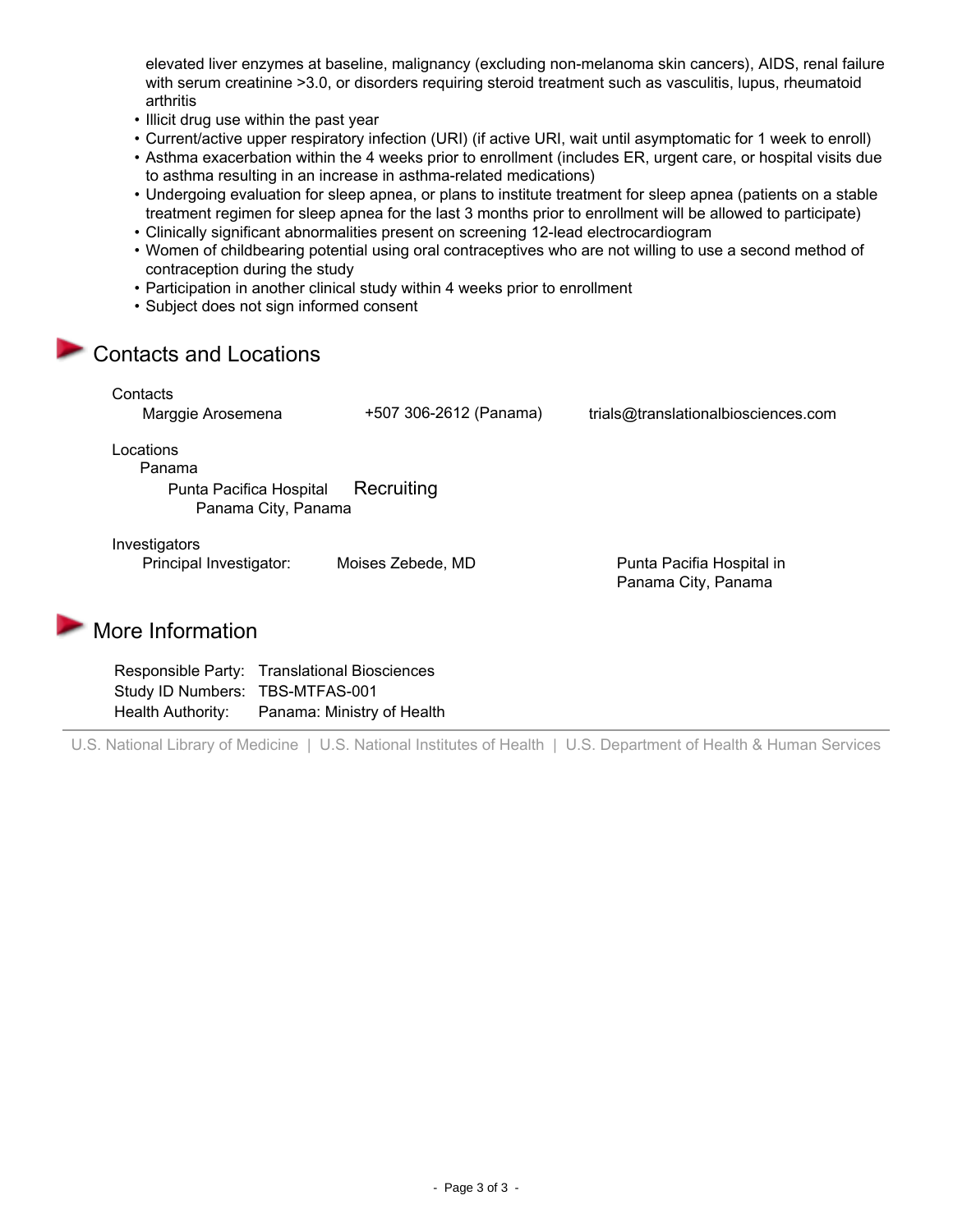elevated liver enzymes at baseline, malignancy (excluding non-melanoma skin cancers), AIDS, renal failure with serum creatinine >3.0, or disorders requiring steroid treatment such as vasculitis, lupus, rheumatoid arthritis

- Illicit drug use within the past year
- Current/active upper respiratory infection (URI) (if active URI, wait until asymptomatic for 1 week to enroll)
- Asthma exacerbation within the 4 weeks prior to enrollment (includes ER, urgent care, or hospital visits due to asthma resulting in an increase in asthma-related medications)
- Undergoing evaluation for sleep apnea, or plans to institute treatment for sleep apnea (patients on a stable treatment regimen for sleep apnea for the last 3 months prior to enrollment will be allowed to participate)
- Clinically significant abnormalities present on screening 12-lead electrocardiogram
- Women of childbearing potential using oral contraceptives who are not willing to use a second method of contraception during the study
- Participation in another clinical study within 4 weeks prior to enrollment
- Subject does not sign informed consent

## Contacts and Locations

Contacts

Marggie Arosemena    +507 306-2612 (Panama)    trials@translationalbiosciences.com

Locations

Panama

Punta Pacifica Hospital    **Recruiting**
Panama City, Panama

Investigators

Principal Investigator:    Moises Zebede, MD    Punta Pacifia Hospital in Panama City, Panama

## More Information

Responsible Party: Translational Biosciences
Study ID Numbers: TBS-MTFAS-001
Health Authority: Panama: Ministry of Health

U.S. National Library of Medicine | U.S. National Institutes of Health | U.S. Department of Health & Human Services